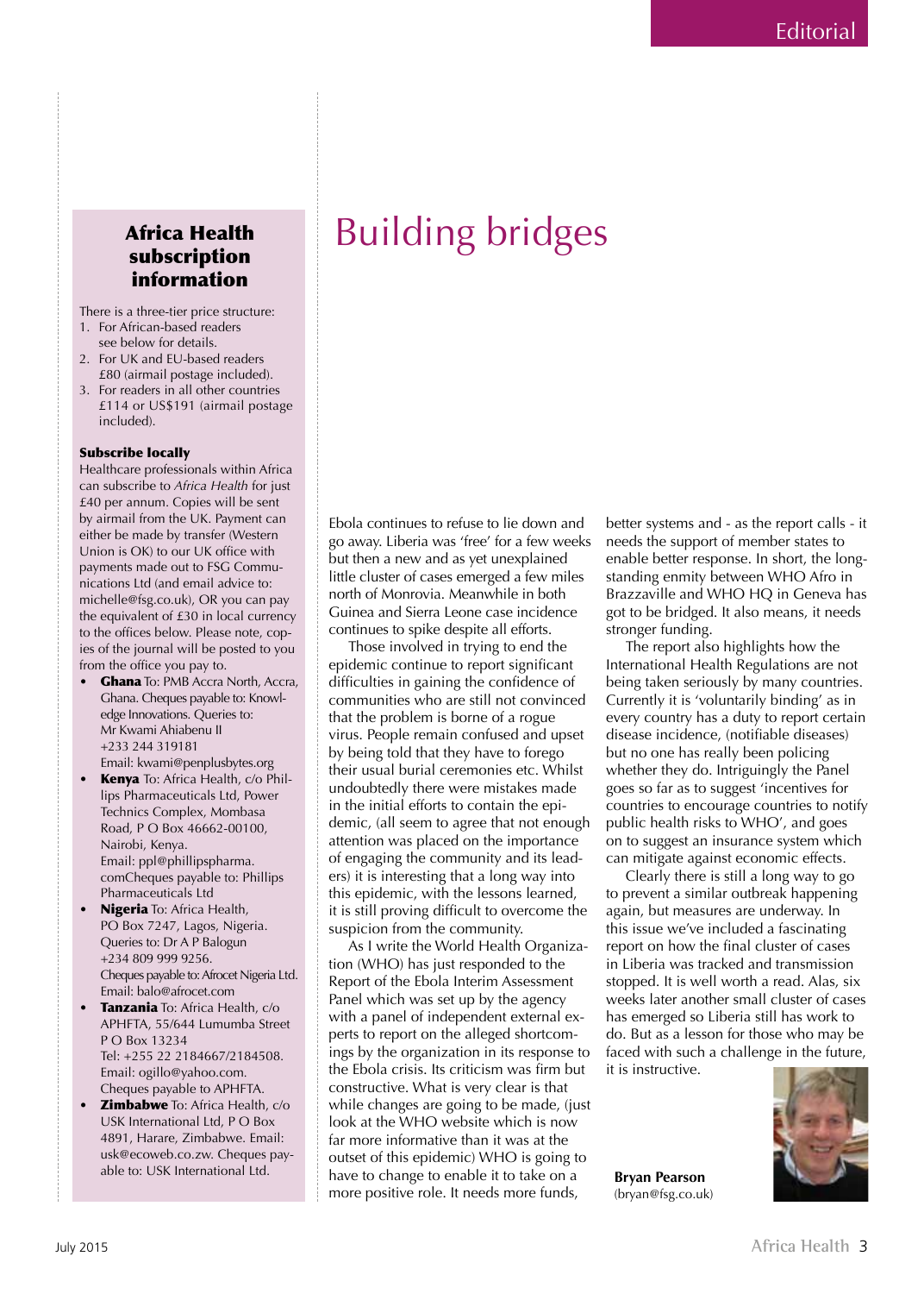# Building bridges

Ebola continues to refuse to lie down and go away. Liberia was 'free' for a few weeks but then a new and as yet unexplained little cluster of cases emerged a few miles north of Monrovia. Meanwhile in both Guinea and Sierra Leone case incidence continues to spike despite all efforts.

Those involved in trying to end the epidemic continue to report significant difficulties in gaining the confidence of communities who are still not convinced that the problem is borne of a rogue virus. People remain confused and upset by being told that they have to forego their usual burial ceremonies etc. Whilst undoubtedly there were mistakes made in the initial efforts to contain the epidemic, (all seem to agree that not enough attention was placed on the importance of engaging the community and its leaders) it is interesting that a long way into this epidemic, with the lessons learned, it is still proving difficult to overcome the suspicion from the community.

As I write the World Health Organization (WHO) has just responded to the Report of the Ebola Interim Assessment Panel which was set up by the agency with a panel of independent external experts to report on the alleged shortcomings by the organization in its response to the Ebola crisis. Its criticism was firm but constructive. What is very clear is that while changes are going to be made, (just look at the WHO website which is now far more informative than it was at the outset of this epidemic) WHO is going to have to change to enable it to take on a more positive role. It needs more funds, better systems and - as the report calls - it needs the support of member states to enable better response. In short, the long-standing enmity between WHO Afro in Brazzaville and WHO HQ in Geneva has got to be bridged. It also means, it needs stronger funding.

The report also highlights how the International Health Regulations are not being taken seriously by many countries. Currently it is 'voluntarily binding' as in every country has a duty to report certain disease incidence, (notifiable diseases) but no one has really been policing whether they do. Intriguingly the Panel goes so far as to suggest 'incentives for countries to encourage countries to notify public health risks to WHO', and goes on to suggest an insurance system which can mitigate against economic effects.

Clearly there is still a long way to go to prevent a similar outbreak happening again, but measures are underway. In this issue we've included a fascinating report on how the final cluster of cases in Liberia was tracked and transmission stopped. It is well worth a read. Alas, six weeks later another small cluster of cases has emerged so Liberia still has work to do. But as a lesson for those who may be faced with such a challenge in the future, it is instructive.

**Bryan Pearson**
(bryan@fsg.co.uk)

## Africa Health subscription information

There is a three-tier price structure:

1. For African-based readers see below for details.
2. For UK and EU-based readers £80 (airmail postage included).
3. For readers in all other countries £114 or US$191 (airmail postage included).

**Subscribe locally**

Healthcare professionals within Africa can subscribe to *Africa Health* for just £40 per annum. Copies will be sent by airmail from the UK. Payment can either be made by transfer (Western Union is OK) to our UK office with payments made out to FSG Communications Ltd (and email advice to: michelle@fsg.co.uk), OR you can pay the equivalent of £30 in local currency to the offices below. Please note, copies of the journal will be posted to you from the office you pay to.

- **Ghana** To: PMB Accra North, Accra, Ghana. Cheques payable to: Knowledge Innovations. Queries to: Mr Kwami Ahiabenu II +233 244 319181 Email: kwami@penplusbytes.org
- **Kenya** To: Africa Health, c/o Phillips Pharmaceuticals Ltd, Power Technics Complex, Mombasa Road, P O Box 46662-00100, Nairobi, Kenya. Email: ppl@phillipspharma.com Cheques payable to: Phillips Pharmaceuticals Ltd
- **Nigeria** To: Africa Health, PO Box 7247, Lagos, Nigeria. Queries to: Dr A P Balogun +234 809 999 9256. Cheques payable to: Afrocet Nigeria Ltd. Email: balo@afrocet.com
- **Tanzania** To: Africa Health, c/o APHFTA, 55/644 Lumumba Street P O Box 13234 Tel: +255 22 2184667/2184508. Email: ogillo@yahoo.com. Cheques payable to APHFTA.
- **Zimbabwe** To: Africa Health, c/o USK International Ltd, P O Box 4891, Harare, Zimbabwe. Email: usk@ecoweb.co.zw. Cheques payable to: USK International Ltd.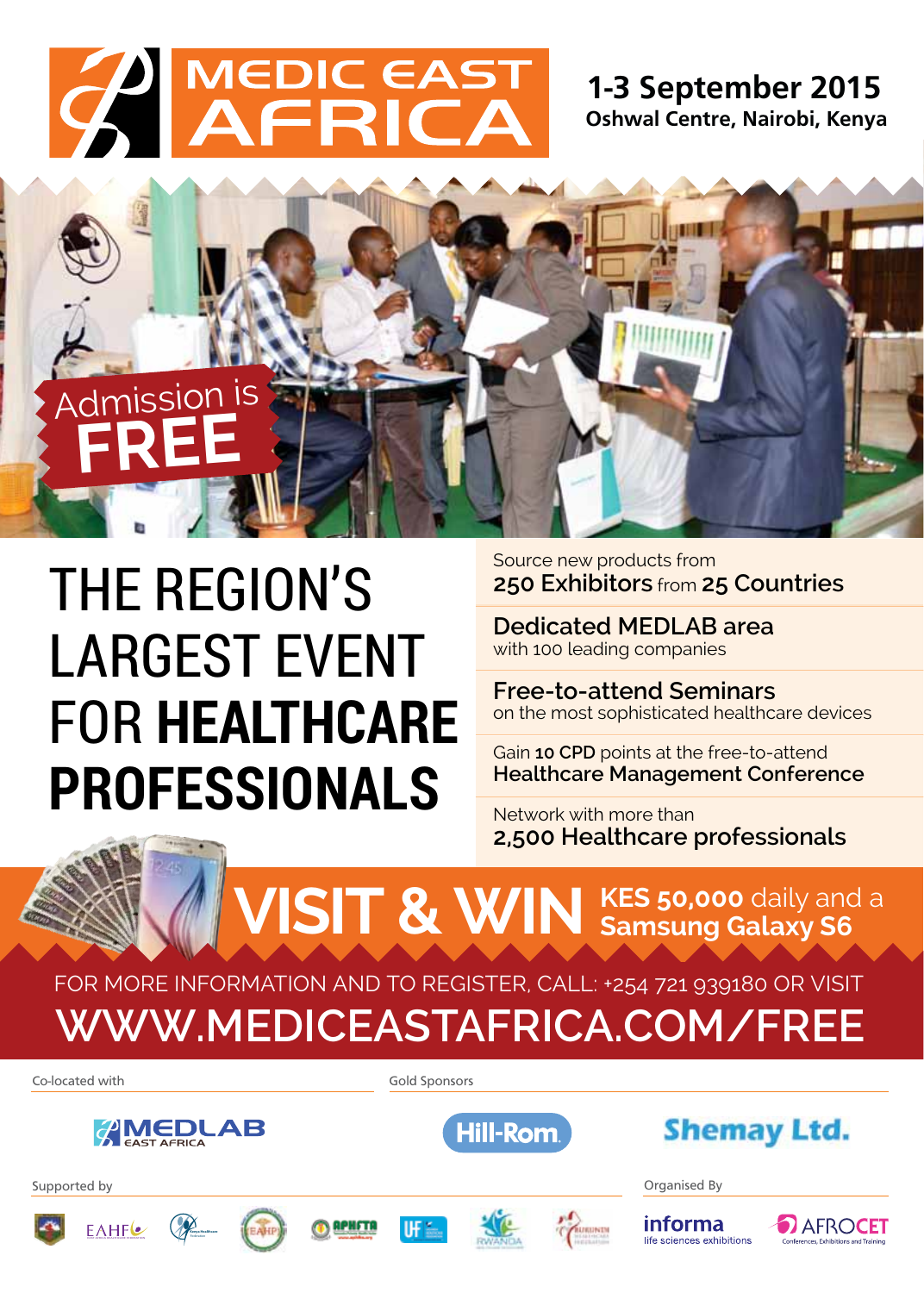# MEDIC EAST AFRICA

**1-3 September 2015**
**Oshwal Centre, Nairobi, Kenya**

Admission is **FREE**

## THE REGION'S LARGEST EVENT FOR **HEALTHCARE PROFESSIONALS**

Source new products from
**250 Exhibitors** from **25 Countries**

**Dedicated MEDLAB area**
with 100 leading companies

**Free-to-attend Seminars**
on the most sophisticated healthcare devices

Gain **10 CPD** points at the free-to-attend
**Healthcare Management Conference**

Network with more than
**2,500 Healthcare professionals**

## VISIT & WIN

**KES 50,000** daily and a **Samsung Galaxy S6**

FOR MORE INFORMATION AND TO REGISTER, CALL: +254 721 939180 OR VISIT

**WWW.MEDICEASTAFRICA.COM/FREE**

Co-located with

MEDLAB EAST AFRICA

Gold Sponsors

Hill-Rom.

Shemay Ltd.

Supported by

EAHF

EAHP

APHFTA

UF

RWANDA

BURUNDI

Organised By

informa life sciences exhibitions

AFROCET Conferences, Exhibitions and Training